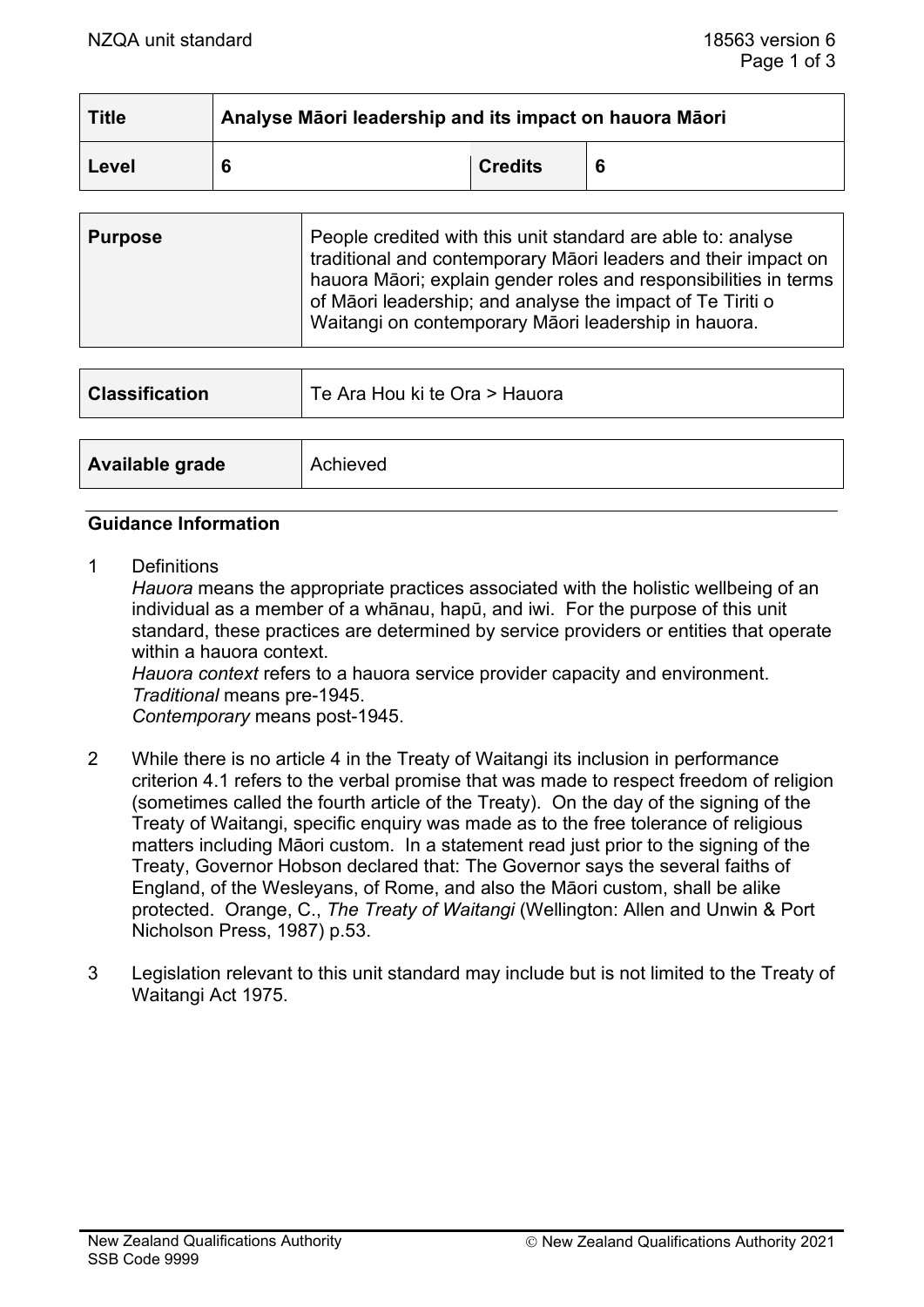| Title | Analyse Māori leadership and its impact on hauora Māori | | |
|---|---|---|---|
| Level | 6 | Credits | 6 |

| Purpose | People credited with this unit standard are able to: analyse traditional and contemporary Māori leaders and their impact on hauora Māori; explain gender roles and responsibilities in terms of Māori leadership; and analyse the impact of Te Tiriti o Waitangi on contemporary Māori leadership in hauora. |
|---|---|

| Classification | Te Ara Hou ki te Ora > Hauora |
|---|---|

| Available grade | Achieved |
|---|---|

## Guidance Information

1 Definitions
*Hauora* means the appropriate practices associated with the holistic wellbeing of an individual as a member of a whānau, hapū, and iwi. For the purpose of this unit standard, these practices are determined by service providers or entities that operate within a hauora context.
*Hauora context* refers to a hauora service provider capacity and environment.
*Traditional* means pre-1945.
*Contemporary* means post-1945.

2 While there is no article 4 in the Treaty of Waitangi its inclusion in performance criterion 4.1 refers to the verbal promise that was made to respect freedom of religion (sometimes called the fourth article of the Treaty). On the day of the signing of the Treaty of Waitangi, specific enquiry was made as to the free tolerance of religious matters including Māori custom. In a statement read just prior to the signing of the Treaty, Governor Hobson declared that: The Governor says the several faiths of England, of the Wesleyans, of Rome, and also the Māori custom, shall be alike protected. Orange, C., *The Treaty of Waitangi* (Wellington: Allen and Unwin & Port Nicholson Press, 1987) p.53.

3 Legislation relevant to this unit standard may include but is not limited to the Treaty of Waitangi Act 1975.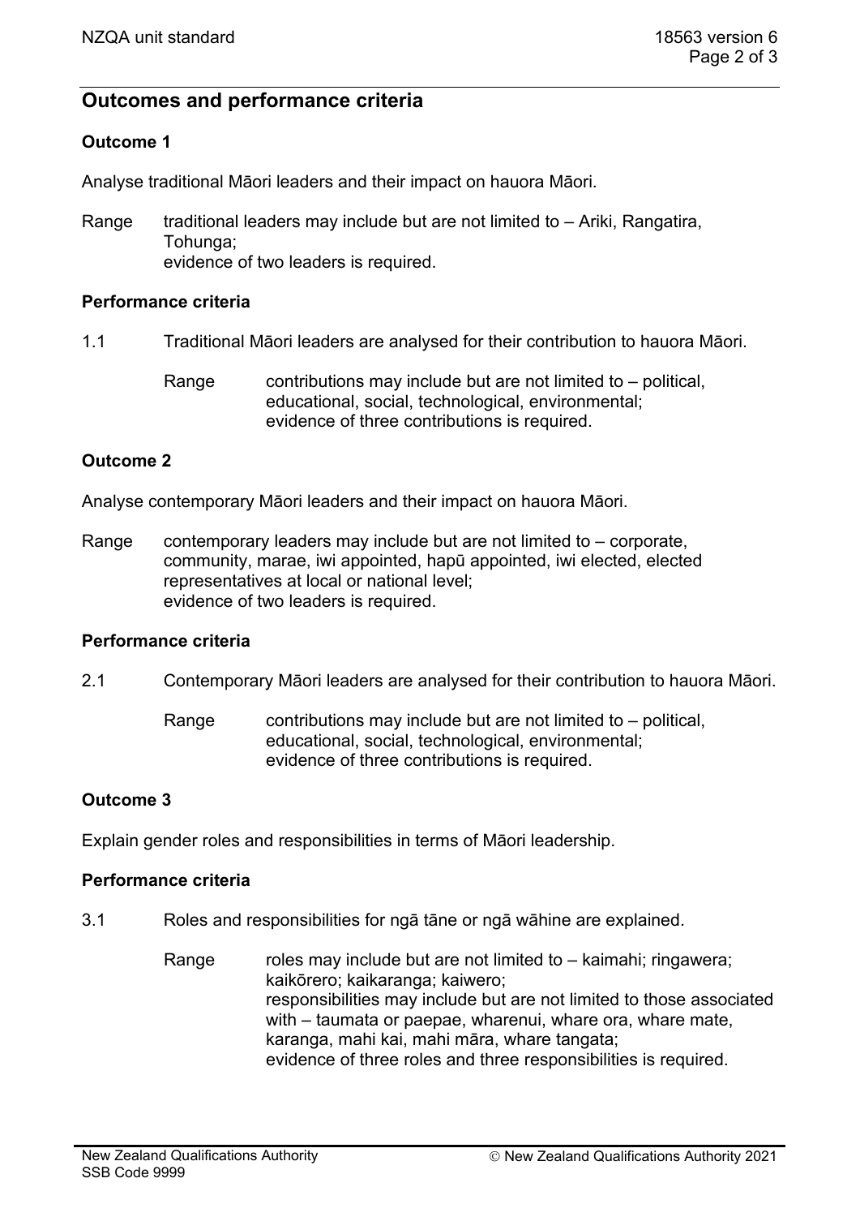## Outcomes and performance criteria

### Outcome 1

Analyse traditional Māori leaders and their impact on hauora Māori.

Range traditional leaders may include but are not limited to – Ariki, Rangatira, Tohunga;
evidence of two leaders is required.

#### Performance criteria

1.1 Traditional Māori leaders are analysed for their contribution to hauora Māori.

Range contributions may include but are not limited to – political, educational, social, technological, environmental;
evidence of three contributions is required.

### Outcome 2

Analyse contemporary Māori leaders and their impact on hauora Māori.

Range contemporary leaders may include but are not limited to – corporate, community, marae, iwi appointed, hapū appointed, iwi elected, elected representatives at local or national level;
evidence of two leaders is required.

#### Performance criteria

2.1 Contemporary Māori leaders are analysed for their contribution to hauora Māori.

Range contributions may include but are not limited to – political, educational, social, technological, environmental;
evidence of three contributions is required.

### Outcome 3

Explain gender roles and responsibilities in terms of Māori leadership.

#### Performance criteria

3.1 Roles and responsibilities for ngā tāne or ngā wāhine are explained.

Range roles may include but are not limited to – kaimahi; ringawera; kaikōrero; kaikaranga; kaiwero;
responsibilities may include but are not limited to those associated with – taumata or paepae, wharenui, whare ora, whare mate, karanga, mahi kai, mahi māra, whare tangata;
evidence of three roles and three responsibilities is required.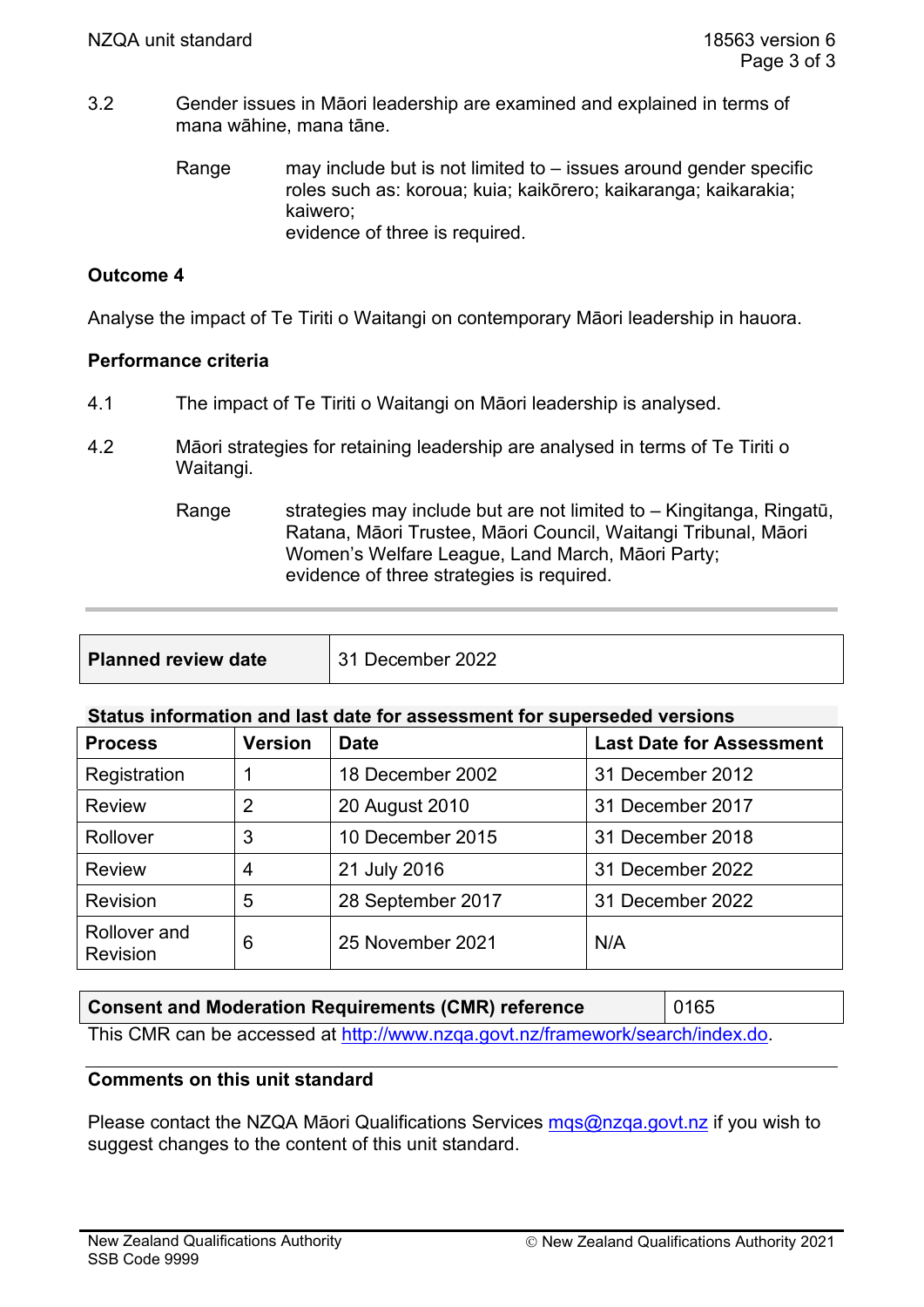3.2 Gender issues in Māori leadership are examined and explained in terms of mana wāhine, mana tāne.

Range may include but is not limited to – issues around gender specific roles such as: koroua; kuia; kaikōrero; kaikaranga; kaikarakia; kaiwero;
evidence of three is required.

**Outcome 4**

Analyse the impact of Te Tiriti o Waitangi on contemporary Māori leadership in hauora.

**Performance criteria**

4.1 The impact of Te Tiriti o Waitangi on Māori leadership is analysed.

4.2 Māori strategies for retaining leadership are analysed in terms of Te Tiriti o Waitangi.

Range strategies may include but are not limited to – Kingitanga, Ringatū, Ratana, Māori Trustee, Māori Council, Waitangi Tribunal, Māori Women's Welfare League, Land March, Māori Party;
evidence of three strategies is required.

| **Planned review date** | 31 December 2022 |
|---|---|

**Status information and last date for assessment for superseded versions**

| Process | Version | Date | Last Date for Assessment |
|---|---|---|---|
| Registration | 1 | 18 December 2002 | 31 December 2012 |
| Review | 2 | 20 August 2010 | 31 December 2017 |
| Rollover | 3 | 10 December 2015 | 31 December 2018 |
| Review | 4 | 21 July 2016 | 31 December 2022 |
| Revision | 5 | 28 September 2017 | 31 December 2022 |
| Rollover and Revision | 6 | 25 November 2021 | N/A |

| **Consent and Moderation Requirements (CMR) reference** | 0165 |
|---|---|

This CMR can be accessed at http://www.nzqa.govt.nz/framework/search/index.do.

**Comments on this unit standard**

Please contact the NZQA Māori Qualifications Services mqs@nzqa.govt.nz if you wish to suggest changes to the content of this unit standard.